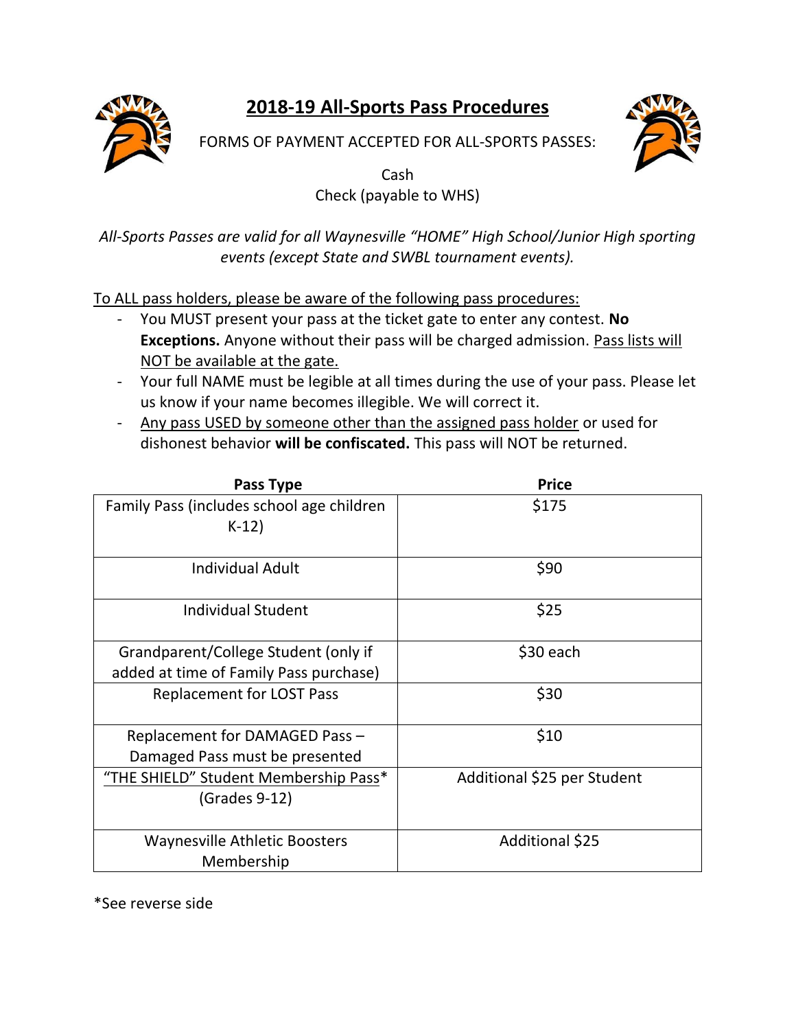# 2018-19 All-Sports Pass Procedures

FORMS OF PAYMENT ACCEPTED FOR ALL-SPORTS PASSES:

Cash
Check (payable to WHS)

*All-Sports Passes are valid for all Waynesville "HOME" High School/Junior High sporting events (except State and SWBL tournament events).*

To ALL pass holders, please be aware of the following pass procedures:

- You MUST present your pass at the ticket gate to enter any contest. **No Exceptions.** Anyone without their pass will be charged admission. Pass lists will NOT be available at the gate.
- Your full NAME must be legible at all times during the use of your pass. Please let us know if your name becomes illegible. We will correct it.
- Any pass USED by someone other than the assigned pass holder or used for dishonest behavior **will be confiscated.** This pass will NOT be returned.

| Pass Type | Price |
|---|---|
| Family Pass (includes school age children K-12) | $175 |
| Individual Adult | $90 |
| Individual Student | $25 |
| Grandparent/College Student (only if added at time of Family Pass purchase) | $30 each |
| Replacement for LOST Pass | $30 |
| Replacement for DAMAGED Pass – Damaged Pass must be presented | $10 |
| "THE SHIELD" Student Membership Pass* (Grades 9-12) | Additional $25 per Student |
| Waynesville Athletic Boosters Membership | Additional $25 |

*See reverse side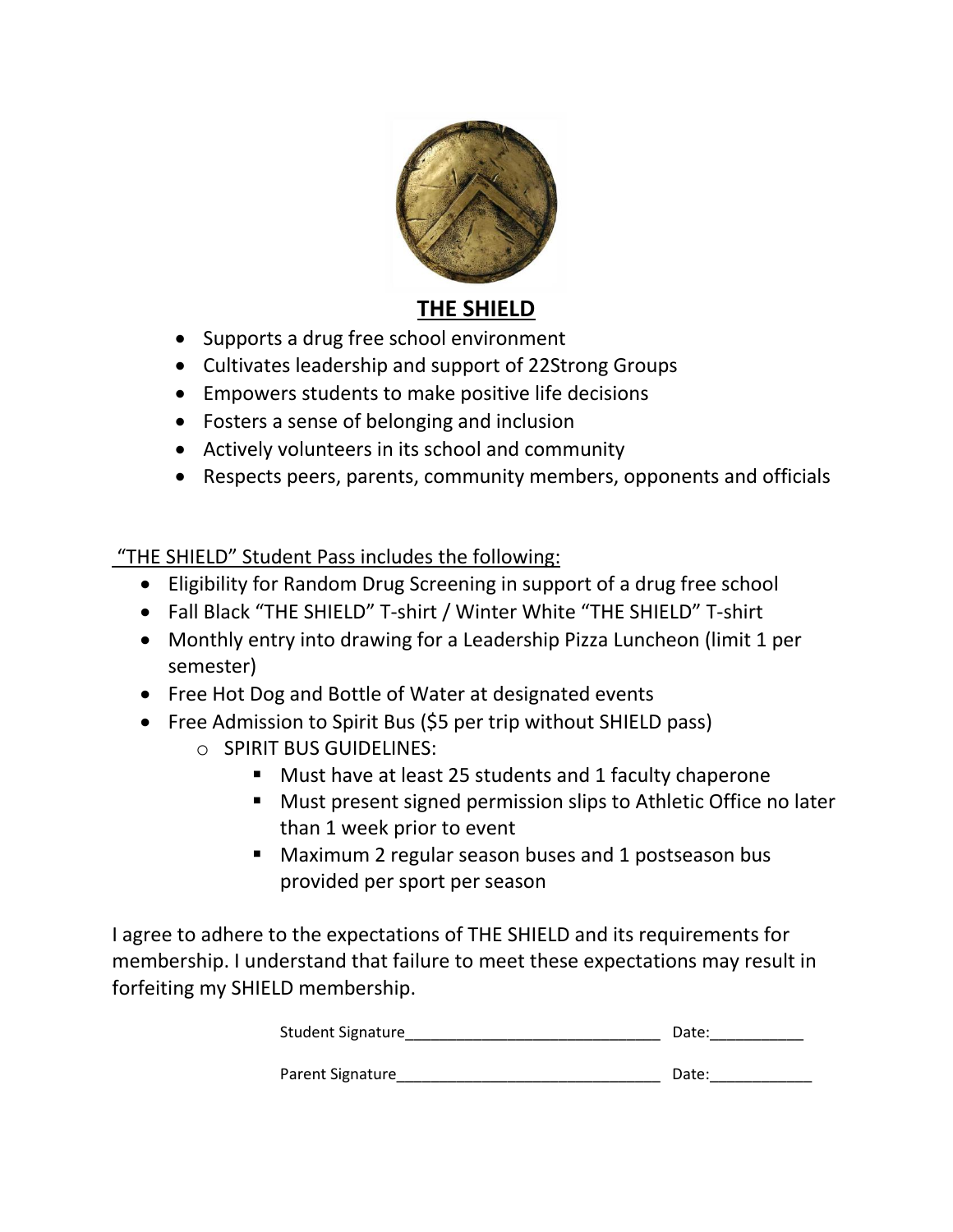## THE SHIELD

- Supports a drug free school environment
- Cultivates leadership and support of 22Strong Groups
- Empowers students to make positive life decisions
- Fosters a sense of belonging and inclusion
- Actively volunteers in its school and community
- Respects peers, parents, community members, opponents and officials

"THE SHIELD" Student Pass includes the following:

- Eligibility for Random Drug Screening in support of a drug free school
- Fall Black "THE SHIELD" T-shirt / Winter White "THE SHIELD" T-shirt
- Monthly entry into drawing for a Leadership Pizza Luncheon (limit 1 per semester)
- Free Hot Dog and Bottle of Water at designated events
- Free Admission to Spirit Bus ($5 per trip without SHIELD pass)
  - SPIRIT BUS GUIDELINES:
    - Must have at least 25 students and 1 faculty chaperone
    - Must present signed permission slips to Athletic Office no later than 1 week prior to event
    - Maximum 2 regular season buses and 1 postseason bus provided per sport per season

I agree to adhere to the expectations of THE SHIELD and its requirements for membership. I understand that failure to meet these expectations may result in forfeiting my SHIELD membership.

Student Signature_____________________________ Date:___________

Parent Signature_____________________________ Date:___________